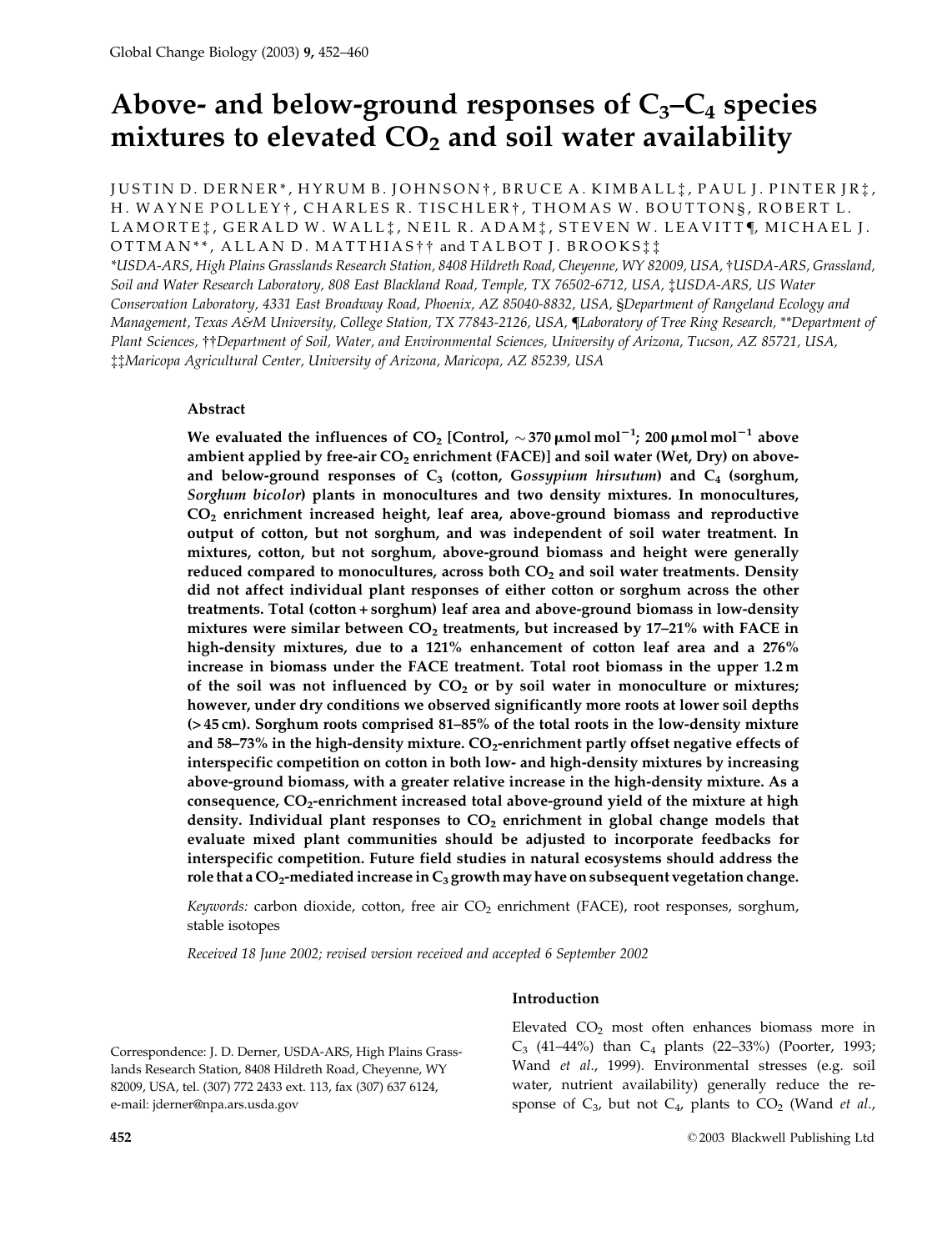# Above- and below-ground responses of $C_3$–$C_4$ species mixtures to elevated $CO_2$ and soil water availability

JUSTIN D. DERNER*, HYRUM B. JOHNSON†, BRUCE A. KIMBALL‡, PAUL J. PINTER JR‡, H. WAYNE POLLEY†, CHARLES R. TISCHLER†, THOMAS W. BOUTTON§, ROBERT L. LAMORTE‡, GERALD W. WALL‡, NEIL R. ADAM‡, STEVEN W. LEAVITT¶, MICHAEL J. OTTMAN**, ALLAN D. MATTHIAS†† and TALBOT J. BROOKS‡‡

*USDA-ARS, High Plains Grasslands Research Station, 8408 Hildreth Road, Cheyenne, WY 82009, USA, †USDA-ARS, Grassland, Soil and Water Research Laboratory, 808 East Blackland Road, Temple, TX 76502-6712, USA, ‡USDA-ARS, US Water Conservation Laboratory, 4331 East Broadway Road, Phoenix, AZ 85040-8832, USA, §Department of Rangeland Ecology and Management, Texas A&M University, College Station, TX 77843-2126, USA, ¶Laboratory of Tree Ring Research, **Department of Plant Sciences, ††Department of Soil, Water, and Environmental Sciences, University of Arizona, Tucson, AZ 85721, USA, ‡‡Maricopa Agricultural Center, University of Arizona, Maricopa, AZ 85239, USA

## Abstract

**We evaluated the influences of $CO_2$ [Control, ~370 $\mu$mol mol$^{-1}$; 200 $\mu$mol mol$^{-1}$ above ambient applied by free-air $CO_2$ enrichment (FACE)] and soil water (Wet, Dry) on above- and below-ground responses of $C_3$ (cotton, *Gossypium hirsutum*) and $C_4$ (sorghum, *Sorghum bicolor*) plants in monocultures and two density mixtures. In monocultures, $CO_2$ enrichment increased height, leaf area, above-ground biomass and reproductive output of cotton, but not sorghum, and was independent of soil water treatment. In mixtures, cotton, but not sorghum, above-ground biomass and height were generally reduced compared to monocultures, across both $CO_2$ and soil water treatments. Density did not affect individual plant responses of either cotton or sorghum across the other treatments. Total (cotton + sorghum) leaf area and above-ground biomass in low-density mixtures were similar between $CO_2$ treatments, but increased by 17–21% with FACE in high-density mixtures, due to a 121% enhancement of cotton leaf area and a 276% increase in biomass under the FACE treatment. Total root biomass in the upper 1.2 m of the soil was not influenced by $CO_2$ or by soil water in monoculture or mixtures; however, under dry conditions we observed significantly more roots at lower soil depths (> 45 cm). Sorghum roots comprised 81–85% of the total roots in the low-density mixture and 58–73% in the high-density mixture. $CO_2$-enrichment partly offset negative effects of interspecific competition on cotton in both low- and high-density mixtures by increasing above-ground biomass, with a greater relative increase in the high-density mixture. As a consequence, $CO_2$-enrichment increased total above-ground yield of the mixture at high density. Individual plant responses to $CO_2$ enrichment in global change models that evaluate mixed plant communities should be adjusted to incorporate feedbacks for interspecific competition. Future field studies in natural ecosystems should address the role that a $CO_2$-mediated increase in $C_3$ growth may have on subsequent vegetation change.**

*Keywords:* carbon dioxide, cotton, free air $CO_2$ enrichment (FACE), root responses, sorghum, stable isotopes

*Received 18 June 2002; revised version received and accepted 6 September 2002*

Correspondence: J. D. Derner, USDA-ARS, High Plains Grasslands Research Station, 8408 Hildreth Road, Cheyenne, WY 82009, USA, tel. (307) 772 2433 ext. 113, fax (307) 637 6124, e-mail: jderner@npa.ars.usda.gov

## Introduction

Elevated $CO_2$ most often enhances biomass more in $C_3$ (41–44%) than $C_4$ plants (22–33%) (Poorter, 1993; Wand *et al.*, 1999). Environmental stresses (e.g. soil water, nutrient availability) generally reduce the response of $C_3$, but not $C_4$, plants to $CO_2$ (Wand *et al.*,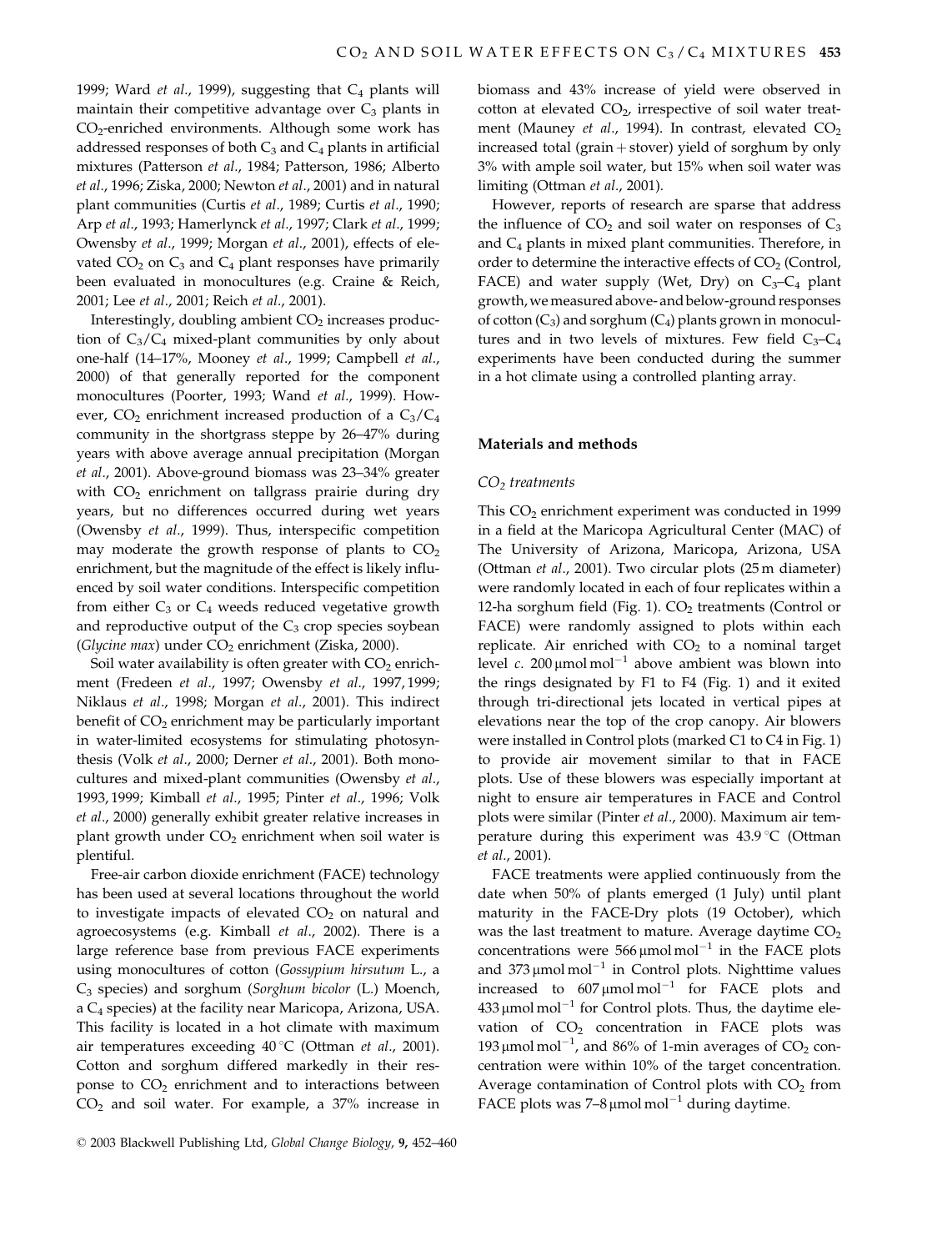1999; Ward *et al*., 1999), suggesting that $C_4$ plants will maintain their competitive advantage over $C_3$ plants in $CO_2$-enriched environments. Although some work has addressed responses of both $C_3$ and $C_4$ plants in artificial mixtures (Patterson *et al*., 1984; Patterson, 1986; Alberto *et al*., 1996; Ziska, 2000; Newton *et al*., 2001) and in natural plant communities (Curtis *et al*., 1989; Curtis *et al*., 1990; Arp *et al*., 1993; Hamerlynck *et al*., 1997; Clark *et al*., 1999; Owensby *et al*., 1999; Morgan *et al*., 2001), effects of elevated $CO_2$ on $C_3$ and $C_4$ plant responses have primarily been evaluated in monocultures (e.g. Craine & Reich, 2001; Lee *et al*., 2001; Reich *et al*., 2001).

Interestingly, doubling ambient $CO_2$ increases production of $C_3/C_4$ mixed-plant communities by only about one-half (14–17%, Mooney *et al*., 1999; Campbell *et al*., 2000) of that generally reported for the component monocultures (Poorter, 1993; Wand *et al*., 1999). However, $CO_2$ enrichment increased production of a $C_3/C_4$ community in the shortgrass steppe by 26–47% during years with above average annual precipitation (Morgan *et al*., 2001). Above-ground biomass was 23–34% greater with $CO_2$ enrichment on tallgrass prairie during dry years, but no differences occurred during wet years (Owensby *et al*., 1999). Thus, interspecific competition may moderate the growth response of plants to $CO_2$ enrichment, but the magnitude of the effect is likely influenced by soil water conditions. Interspecific competition from either $C_3$ or $C_4$ weeds reduced vegetative growth and reproductive output of the $C_3$ crop species soybean (*Glycine max*) under $CO_2$ enrichment (Ziska, 2000).

Soil water availability is often greater with $CO_2$ enrichment (Fredeen *et al*., 1997; Owensby *et al*., 1997, 1999; Niklaus *et al*., 1998; Morgan *et al*., 2001). This indirect benefit of $CO_2$ enrichment may be particularly important in water-limited ecosystems for stimulating photosynthesis (Volk *et al*., 2000; Derner *et al*., 2001). Both monocultures and mixed-plant communities (Owensby *et al*., 1993, 1999; Kimball *et al*., 1995; Pinter *et al*., 1996; Volk *et al*., 2000) generally exhibit greater relative increases in plant growth under $CO_2$ enrichment when soil water is plentiful.

Free-air carbon dioxide enrichment (FACE) technology has been used at several locations throughout the world to investigate impacts of elevated $CO_2$ on natural and agroecosystems (e.g. Kimball *et al*., 2002). There is a large reference base from previous FACE experiments using monocultures of cotton (*Gossypium hirsutum* L., a $C_3$ species) and sorghum (*Sorghum bicolor* (L.) Moench, a $C_4$ species) at the facility near Maricopa, Arizona, USA. This facility is located in a hot climate with maximum air temperatures exceeding 40 °C (Ottman *et al*., 2001). Cotton and sorghum differed markedly in their response to $CO_2$ enrichment and to interactions between $CO_2$ and soil water. For example, a 37% increase in biomass and 43% increase of yield were observed in cotton at elevated $CO_2$, irrespective of soil water treatment (Mauney *et al*., 1994). In contrast, elevated $CO_2$ increased total (grain + stover) yield of sorghum by only 3% with ample soil water, but 15% when soil water was limiting (Ottman *et al*., 2001).

However, reports of research are sparse that address the influence of $CO_2$ and soil water on responses of $C_3$ and $C_4$ plants in mixed plant communities. Therefore, in order to determine the interactive effects of $CO_2$ (Control, FACE) and water supply (Wet, Dry) on $C_3$–$C_4$ plant growth, we measured above- and below-ground responses of cotton ($C_3$) and sorghum ($C_4$) plants grown in monocultures and in two levels of mixtures. Few field $C_3$–$C_4$ experiments have been conducted during the summer in a hot climate using a controlled planting array.

## Materials and methods

### $CO_2$ treatments

This $CO_2$ enrichment experiment was conducted in 1999 in a field at the Maricopa Agricultural Center (MAC) of The University of Arizona, Maricopa, Arizona, USA (Ottman *et al*., 2001). Two circular plots (25 m diameter) were randomly located in each of four replicates within a 12-ha sorghum field (Fig. 1). $CO_2$ treatments (Control or FACE) were randomly assigned to plots within each replicate. Air enriched with $CO_2$ to a nominal target level *c*. 200 μmol mol$^{-1}$ above ambient was blown into the rings designated by F1 to F4 (Fig. 1) and it exited through tri-directional jets located in vertical pipes at elevations near the top of the crop canopy. Air blowers were installed in Control plots (marked C1 to C4 in Fig. 1) to provide air movement similar to that in FACE plots. Use of these blowers was especially important at night to ensure air temperatures in FACE and Control plots were similar (Pinter *et al*., 2000). Maximum air temperature during this experiment was 43.9 °C (Ottman *et al*., 2001).

FACE treatments were applied continuously from the date when 50% of plants emerged (1 July) until plant maturity in the FACE-Dry plots (19 October), which was the last treatment to mature. Average daytime $CO_2$ concentrations were 566 μmol mol$^{-1}$ in the FACE plots and 373 μmol mol$^{-1}$ in Control plots. Nighttime values increased to 607 μmol mol$^{-1}$ for FACE plots and 433 μmol mol$^{-1}$ for Control plots. Thus, the daytime elevation of $CO_2$ concentration in FACE plots was 193 μmol mol$^{-1}$, and 86% of 1-min averages of $CO_2$ concentration were within 10% of the target concentration. Average contamination of Control plots with $CO_2$ from FACE plots was 7–8 μmol mol$^{-1}$ during daytime.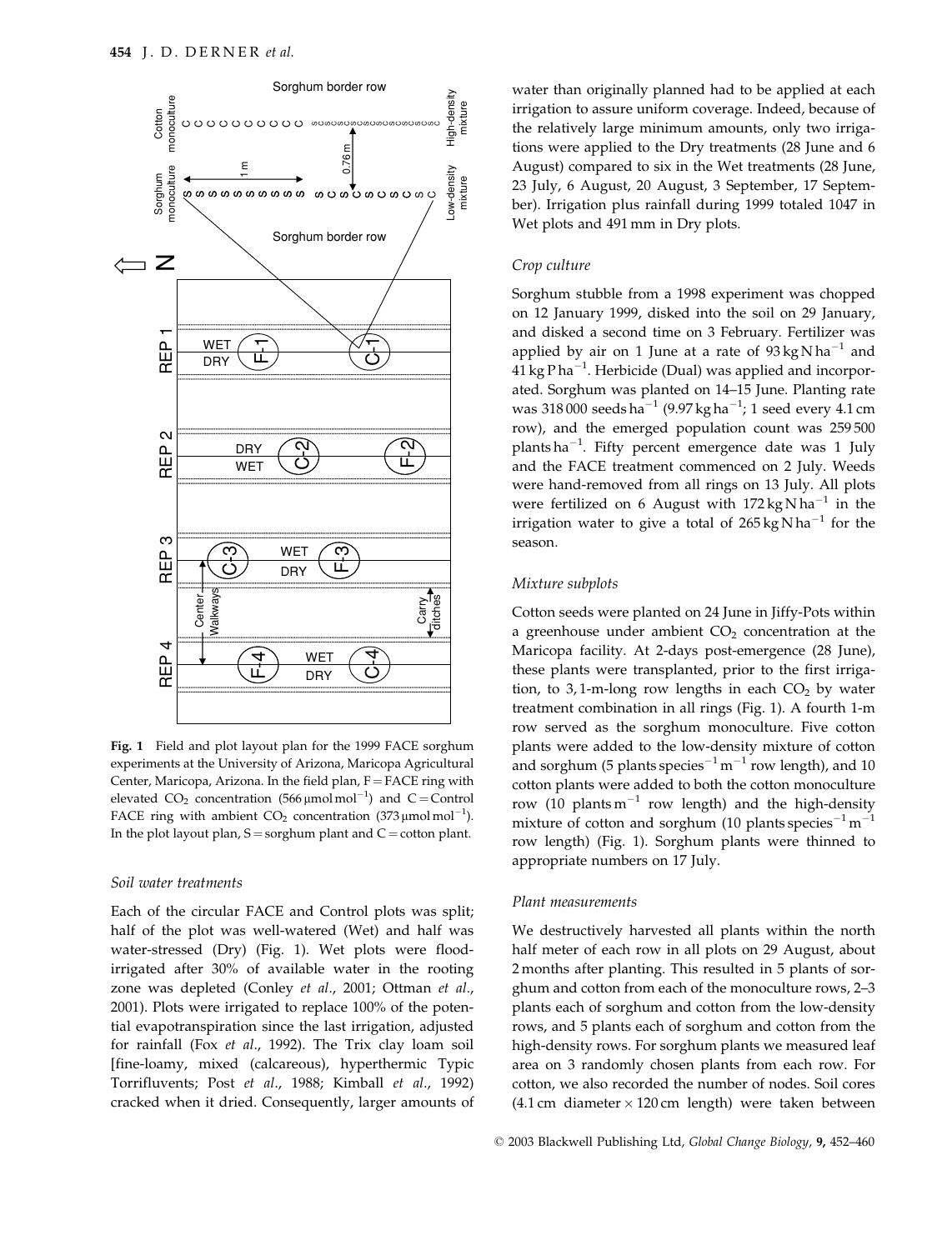**Fig. 1** Field and plot layout plan for the 1999 FACE sorghum experiments at the University of Arizona, Maricopa Agricultural Center, Maricopa, Arizona. In the field plan, F = FACE ring with elevated $CO_2$ concentration (566 μmol mol$^{-1}$) and C = Control FACE ring with ambient $CO_2$ concentration (373 μmol mol$^{-1}$). In the plot layout plan, S = sorghum plant and C = cotton plant.

### Soil water treatments

Each of the circular FACE and Control plots was split; half of the plot was well-watered (Wet) and half was water-stressed (Dry) (Fig. 1). Wet plots were flood-irrigated after 30% of available water in the rooting zone was depleted (Conley *et al*., 2001; Ottman *et al*., 2001). Plots were irrigated to replace 100% of the potential evapotranspiration since the last irrigation, adjusted for rainfall (Fox *et al*., 1992). The Trix clay loam soil [fine-loamy, mixed (calcareous), hyperthermic Typic Torrifluvents; Post *et al*., 1988; Kimball *et al*., 1992) cracked when it dried. Consequently, larger amounts of water than originally planned had to be applied at each irrigation to assure uniform coverage. Indeed, because of the relatively large minimum amounts, only two irrigations were applied to the Dry treatments (28 June and 6 August) compared to six in the Wet treatments (28 June, 23 July, 6 August, 20 August, 3 September, 17 September). Irrigation plus rainfall during 1999 totaled 1047 in Wet plots and 491 mm in Dry plots.

### Crop culture

Sorghum stubble from a 1998 experiment was chopped on 12 January 1999, disked into the soil on 29 January, and disked a second time on 3 February. Fertilizer was applied by air on 1 June at a rate of 93 kg N ha$^{-1}$ and 41 kg P ha$^{-1}$. Herbicide (Dual) was applied and incorporated. Sorghum was planted on 14–15 June. Planting rate was 318 000 seeds ha$^{-1}$ (9.97 kg ha$^{-1}$; 1 seed every 4.1 cm row), and the emerged population count was 259 500 plants ha$^{-1}$. Fifty percent emergence date was 1 July and the FACE treatment commenced on 2 July. Weeds were hand-removed from all rings on 13 July. All plots were fertilized on 6 August with 172 kg N ha$^{-1}$ in the irrigation water to give a total of 265 kg N ha$^{-1}$ for the season.

### Mixture subplots

Cotton seeds were planted on 24 June in Jiffy-Pots within a greenhouse under ambient $CO_2$ concentration at the Maricopa facility. At 2-days post-emergence (28 June), these plants were transplanted, prior to the first irrigation, to 3, 1-m-long row lengths in each $CO_2$ by water treatment combination in all rings (Fig. 1). A fourth 1-m row served as the sorghum monoculture. Five cotton plants were added to the low-density mixture of cotton and sorghum (5 plants species$^{-1}$ m$^{-1}$ row length), and 10 cotton plants were added to both the cotton monoculture row (10 plants m$^{-1}$ row length) and the high-density mixture of cotton and sorghum (10 plants species$^{-1}$ m$^{-1}$ row length) (Fig. 1). Sorghum plants were thinned to appropriate numbers on 17 July.

### Plant measurements

We destructively harvested all plants within the north half meter of each row in all plots on 29 August, about 2 months after planting. This resulted in 5 plants of sorghum and cotton from each of the monoculture rows, 2–3 plants each of sorghum and cotton from the low-density rows, and 5 plants each of sorghum and cotton from the high-density rows. For sorghum plants we measured leaf area on 3 randomly chosen plants from each row. For cotton, we also recorded the number of nodes. Soil cores (4.1 cm diameter × 120 cm length) were taken between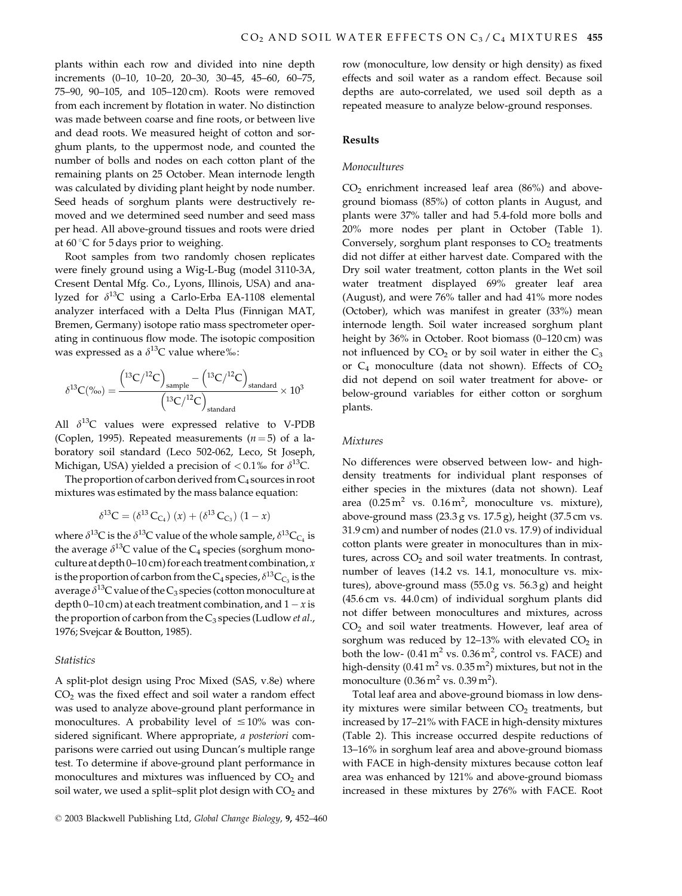plants within each row and divided into nine depth increments (0–10, 10–20, 20–30, 30–45, 45–60, 60–75, 75–90, 90–105, and 105–120 cm). Roots were removed from each increment by flotation in water. No distinction was made between coarse and fine roots, or between live and dead roots. We measured height of cotton and sorghum plants, to the uppermost node, and counted the number of bolls and nodes on each cotton plant of the remaining plants on 25 October. Mean internode length was calculated by dividing plant height by node number. Seed heads of sorghum plants were destructively removed and we determined seed number and seed mass per head. All above-ground tissues and roots were dried at 60 °C for 5 days prior to weighing.

Root samples from two randomly chosen replicates were finely ground using a Wig-L-Bug (model 3110-3A, Cresent Dental Mfg. Co., Lyons, Illinois, USA) and analyzed for $\delta^{13}$C using a Carlo-Erba EA-1108 elemental analyzer interfaced with a Delta Plus (Finnigan MAT, Bremen, Germany) isotope ratio mass spectrometer operating in continuous flow mode. The isotopic composition was expressed as a $\delta^{13}$C value where‰:

$$\delta^{13}\mathrm{C}(‰) = \frac{\left(^{13}\mathrm{C}/^{12}\mathrm{C}\right)_{\mathrm{sample}} - \left(^{13}\mathrm{C}/^{12}\mathrm{C}\right)_{\mathrm{standard}}}{\left(^{13}\mathrm{C}/^{12}\mathrm{C}\right)_{\mathrm{standard}}} \times 10^3$$

All $\delta^{13}$C values were expressed relative to V-PDB (Coplen, 1995). Repeated measurements ($n = 5$) of a laboratory soil standard (Leco 502-062, Leco, St Joseph, Michigan, USA) yielded a precision of < 0.1‰ for $\delta^{13}$C.

The proportion of carbon derived from $C_4$ sources in root mixtures was estimated by the mass balance equation:

$$\delta^{13}\mathrm{C} = (\delta^{13}\,\mathrm{C}_{\mathrm{C_4}})\,(x) + (\delta^{13}\,\mathrm{C}_{\mathrm{C_3}})\,(1-x)$$

where $\delta^{13}$C is the $\delta^{13}$C value of the whole sample, $\delta^{13}\mathrm{C}_{\mathrm{C_4}}$ is the average $\delta^{13}$C value of the $C_4$ species (sorghum monoculture at depth 0–10 cm) for each treatment combination, $x$ is the proportion of carbon from the $C_4$ species, $\delta^{13}\mathrm{C}_{\mathrm{C_3}}$ is the average $\delta^{13}$C value of the $C_3$ species (cotton monoculture at depth 0–10 cm) at each treatment combination, and $1 - x$ is the proportion of carbon from the $C_3$ species (Ludlow *et al.*, 1976; Svejcar & Boutton, 1985).

### Statistics

A split-plot design using Proc Mixed (SAS, v.8e) where $CO_2$ was the fixed effect and soil water a random effect was used to analyze above-ground plant performance in monocultures. A probability level of ≤10% was considered significant. Where appropriate, *a posteriori* comparisons were carried out using Duncan's multiple range test. To determine if above-ground plant performance in monocultures and mixtures was influenced by $CO_2$ and soil water, we used a split–split plot design with $CO_2$ and row (monoculture, low density or high density) as fixed effects and soil water as a random effect. Because soil depths are auto-correlated, we used soil depth as a repeated measure to analyze below-ground responses.

## Results

### Monocultures

$CO_2$ enrichment increased leaf area (86%) and above-ground biomass (85%) of cotton plants in August, and plants were 37% taller and had 5.4-fold more bolls and 20% more nodes per plant in October (Table 1). Conversely, sorghum plant responses to $CO_2$ treatments did not differ at either harvest date. Compared with the Dry soil water treatment, cotton plants in the Wet soil water treatment displayed 69% greater leaf area (August), and were 76% taller and had 41% more nodes (October), which was manifest in greater (33%) mean internode length. Soil water increased sorghum plant height by 36% in October. Root biomass (0–120 cm) was not influenced by $CO_2$ or by soil water in either the $C_3$ or $C_4$ monoculture (data not shown). Effects of $CO_2$ did not depend on soil water treatment for above- or below-ground variables for either cotton or sorghum plants.

### Mixtures

No differences were observed between low- and high-density treatments for individual plant responses of either species in the mixtures (data not shown). Leaf area (0.25 $m^2$ vs. 0.16 $m^2$, monoculture vs. mixture), above-ground mass (23.3 g vs. 17.5 g), height (37.5 cm vs. 31.9 cm) and number of nodes (21.0 vs. 17.9) of individual cotton plants were greater in monocultures than in mixtures, across $CO_2$ and soil water treatments. In contrast, number of leaves (14.2 vs. 14.1, monoculture vs. mixtures), above-ground mass (55.0 g vs. 56.3 g) and height (45.6 cm vs. 44.0 cm) of individual sorghum plants did not differ between monocultures and mixtures, across $CO_2$ and soil water treatments. However, leaf area of sorghum was reduced by 12–13% with elevated $CO_2$ in both the low- (0.41 $m^2$ vs. 0.36 $m^2$, control vs. FACE) and high-density (0.41 $m^2$ vs. 0.35 $m^2$) mixtures, but not in the monoculture (0.36 $m^2$ vs. 0.39 $m^2$).

Total leaf area and above-ground biomass in low density mixtures were similar between $CO_2$ treatments, but increased by 17–21% with FACE in high-density mixtures (Table 2). This increase occurred despite reductions of 13–16% in sorghum leaf area and above-ground biomass with FACE in high-density mixtures because cotton leaf area was enhanced by 121% and above-ground biomass increased in these mixtures by 276% with FACE. Root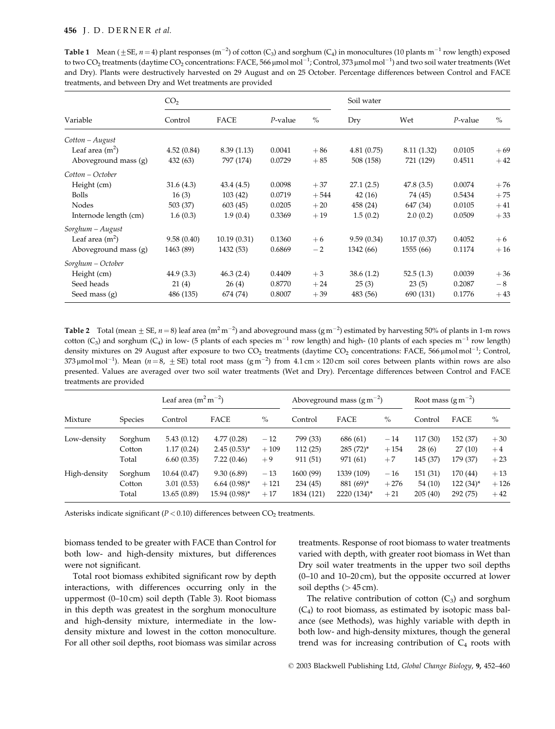**Table 1** Mean ($\pm$SE, $n = 4$) plant responses (m$^{-2}$) of cotton ($C_3$) and sorghum ($C_4$) in monocultures (10 plants m$^{-1}$ row length) exposed to two $CO_2$ treatments (daytime $CO_2$ concentrations: FACE, 566 µmol mol$^{-1}$; Control, 373 µmol mol$^{-1}$) and two soil water treatments (Wet and Dry). Plants were destructively harvested on 29 August and on 25 October. Percentage differences between Control and FACE treatments, and between Dry and Wet treatments are provided

| | $CO_2$ | | | | Soil water | | | |
|---|---|---|---|---|---|---|---|---|
| Variable | Control | FACE | *P*-value | % | Dry | Wet | *P*-value | % |
| *Cotton – August* | | | | | | | | |
| Leaf area (m$^2$) | 4.52 (0.84) | 8.39 (1.13) | 0.0041 | +86 | 4.81 (0.75) | 8.11 (1.32) | 0.0105 | +69 |
| Aboveground mass (g) | 432 (63) | 797 (174) | 0.0729 | +85 | 508 (158) | 721 (129) | 0.4511 | +42 |
| *Cotton – October* | | | | | | | | |
| Height (cm) | 31.6 (4.3) | 43.4 (4.5) | 0.0098 | +37 | 27.1 (2.5) | 47.8 (3.5) | 0.0074 | +76 |
| Bolls | 16 (3) | 103 (42) | 0.0719 | +544 | 42 (16) | 74 (45) | 0.5434 | +75 |
| Nodes | 503 (37) | 603 (45) | 0.0205 | +20 | 458 (24) | 647 (34) | 0.0105 | +41 |
| Internode length (cm) | 1.6 (0.3) | 1.9 (0.4) | 0.3369 | +19 | 1.5 (0.2) | 2.0 (0.2) | 0.0509 | +33 |
| *Sorghum – August* | | | | | | | | |
| Leaf area (m$^2$) | 9.58 (0.40) | 10.19 (0.31) | 0.1360 | +6 | 9.59 (0.34) | 10.17 (0.37) | 0.4052 | +6 |
| Aboveground mass (g) | 1463 (89) | 1432 (53) | 0.6869 | −2 | 1342 (66) | 1555 (66) | 0.1174 | +16 |
| *Sorghum – October* | | | | | | | | |
| Height (cm) | 44.9 (3.3) | 46.3 (2.4) | 0.4409 | +3 | 38.6 (1.2) | 52.5 (1.3) | 0.0039 | +36 |
| Seed heads | 21 (4) | 26 (4) | 0.8770 | +24 | 25 (3) | 23 (5) | 0.2087 | −8 |
| Seed mass (g) | 486 (135) | 674 (74) | 0.8007 | +39 | 483 (56) | 690 (131) | 0.1776 | +43 |

**Table 2** Total (mean $\pm$ SE, $n = 8$) leaf area (m$^2$ m$^{-2}$) and aboveground mass (g m$^{-2}$) estimated by harvesting 50% of plants in 1-m rows cotton ($C_3$) and sorghum ($C_4$) in low- (5 plants of each species m$^{-1}$ row length) and high- (10 plants of each species m$^{-1}$ row length) density mixtures on 29 August after exposure to two $CO_2$ treatments (daytime $CO_2$ concentrations: FACE, 566 µmol mol$^{-1}$; Control, 373 µmol mol$^{-1}$). Mean ($n = 8$, $\pm$ SE) total root mass (g m$^{-2}$) from 4.1 cm × 120 cm soil cores between plants within rows are also presented. Values are averaged over two soil water treatments (Wet and Dry). Percentage differences between Control and FACE treatments are provided

| | | Leaf area (m$^2$ m$^{-2}$) | | | Aboveground mass (g m$^{-2}$) | | | Root mass (g m$^{-2}$) | | |
|---|---|---|---|---|---|---|---|---|---|---|
| Mixture | Species | Control | FACE | % | Control | FACE | % | Control | FACE | % |
| Low-density | Sorghum | 5.43 (0.12) | 4.77 (0.28) | −12 | 799 (33) | 686 (61) | −14 | 117 (30) | 152 (37) | +30 |
| | Cotton | 1.17 (0.24) | 2.45 (0.53)* | +109 | 112 (25) | 285 (72)* | +154 | 28 (6) | 27 (10) | +4 |
| | Total | 6.60 (0.35) | 7.22 (0.46) | +9 | 911 (51) | 971 (61) | +7 | 145 (37) | 179 (37) | +23 |
| High-density | Sorghum | 10.64 (0.47) | 9.30 (6.89) | −13 | 1600 (99) | 1339 (109) | −16 | 151 (31) | 170 (44) | +13 |
| | Cotton | 3.01 (0.53) | 6.64 (0.98)* | +121 | 234 (45) | 881 (69)* | +276 | 54 (10) | 122 (34)* | +126 |
| | Total | 13.65 (0.89) | 15.94 (0.98)* | +17 | 1834 (121) | 2220 (134)* | +21 | 205 (40) | 292 (75) | +42 |

Asterisks indicate significant ($P < 0.10$) differences between $CO_2$ treatments.

biomass tended to be greater with FACE than Control for both low- and high-density mixtures, but differences were not significant.

Total root biomass exhibited significant row by depth interactions, with differences occurring only in the uppermost (0–10 cm) soil depth (Table 3). Root biomass in this depth was greatest in the sorghum monoculture and high-density mixture, intermediate in the low-density mixture and lowest in the cotton monoculture. For all other soil depths, root biomass was similar across treatments. Response of root biomass to water treatments varied with depth, with greater root biomass in Wet than Dry soil water treatments in the upper two soil depths (0–10 and 10–20 cm), but the opposite occurred at lower soil depths (> 45 cm).

The relative contribution of cotton ($C_3$) and sorghum ($C_4$) to root biomass, as estimated by isotopic mass balance (see Methods), was highly variable with depth in both low- and high-density mixtures, though the general trend was for increasing contribution of $C_4$ roots with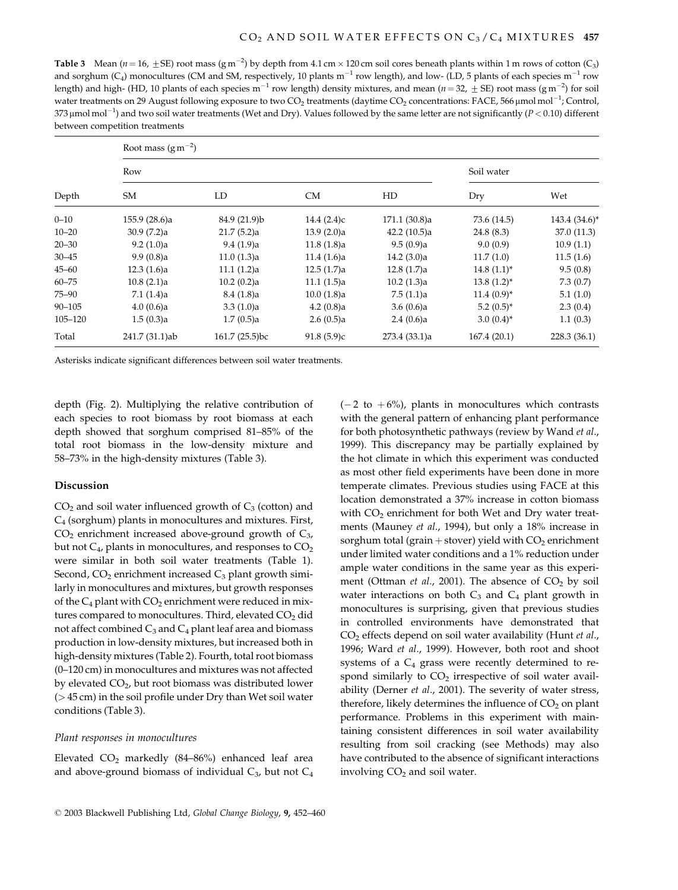**Table 3** Mean ($n = 16$, $\pm$SE) root mass (g m$^{-2}$) by depth from 4.1 cm × 120 cm soil cores beneath plants within 1 m rows of cotton ($C_3$) and sorghum ($C_4$) monocultures (CM and SM, respectively, 10 plants m$^{-1}$ row length), and low- (LD, 5 plants of each species m$^{-1}$ row length) and high- (HD, 10 plants of each species m$^{-1}$ row length) density mixtures, and mean ($n = 32$, $\pm$ SE) root mass (g m$^{-2}$) for soil water treatments on 29 August following exposure to two $CO_2$ treatments (daytime $CO_2$ concentrations: FACE, 566 μmol mol$^{-1}$; Control, 373 μmol mol$^{-1}$) and two soil water treatments (Wet and Dry). Values followed by the same letter are not significantly ($P < 0.10$) different between competition treatments

| Depth | Root mass (g m$^{-2}$) | | | | | |
|---|---|---|---|---|---|---|
| | Row | | | | Soil water | |
| | SM | LD | CM | HD | Dry | Wet |
| 0–10 | 155.9 (28.6)a | 84.9 (21.9)b | 14.4 (2.4)c | 171.1 (30.8)a | 73.6 (14.5) | 143.4 (34.6)* |
| 10–20 | 30.9 (7.2)a | 21.7 (5.2)a | 13.9 (2.0)a | 42.2 (10.5)a | 24.8 (8.3) | 37.0 (11.3) |
| 20–30 | 9.2 (1.0)a | 9.4 (1.9)a | 11.8 (1.8)a | 9.5 (0.9)a | 9.0 (0.9) | 10.9 (1.1) |
| 30–45 | 9.9 (0.8)a | 11.0 (1.3)a | 11.4 (1.6)a | 14.2 (3.0)a | 11.7 (1.0) | 11.5 (1.6) |
| 45–60 | 12.3 (1.6)a | 11.1 (1.2)a | 12.5 (1.7)a | 12.8 (1.7)a | 14.8 (1.1)* | 9.5 (0.8) |
| 60–75 | 10.8 (2.1)a | 10.2 (0.2)a | 11.1 (1.5)a | 10.2 (1.3)a | 13.8 (1.2)* | 7.3 (0.7) |
| 75–90 | 7.1 (1.4)a | 8.4 (1.8)a | 10.0 (1.8)a | 7.5 (1.1)a | 11.4 (0.9)* | 5.1 (1.0) |
| 90–105 | 4.0 (0.6)a | 3.3 (1.0)a | 4.2 (0.8)a | 3.6 (0.6)a | 5.2 (0.5)* | 2.3 (0.4) |
| 105–120 | 1.5 (0.3)a | 1.7 (0.5)a | 2.6 (0.5)a | 2.4 (0.6)a | 3.0 (0.4)* | 1.1 (0.3) |
| Total | 241.7 (31.1)ab | 161.7 (25.5)bc | 91.8 (5.9)c | 273.4 (33.1)a | 167.4 (20.1) | 228.3 (36.1) |

Asterisks indicate significant differences between soil water treatments.

depth (Fig. 2). Multiplying the relative contribution of each species to root biomass by root biomass at each depth showed that sorghum comprised 81–85% of the total root biomass in the low-density mixture and 58–73% in the high-density mixtures (Table 3).

## Discussion

$CO_2$ and soil water influenced growth of $C_3$ (cotton) and $C_4$ (sorghum) plants in monocultures and mixtures. First, $CO_2$ enrichment increased above-ground growth of $C_3$, but not $C_4$, plants in monocultures, and responses to $CO_2$ were similar in both soil water treatments (Table 1). Second, $CO_2$ enrichment increased $C_3$ plant growth similarly in monocultures and mixtures, but growth responses of the $C_4$ plant with $CO_2$ enrichment were reduced in mixtures compared to monocultures. Third, elevated $CO_2$ did not affect combined $C_3$ and $C_4$ plant leaf area and biomass production in low-density mixtures, but increased both in high-density mixtures (Table 2). Fourth, total root biomass (0–120 cm) in monocultures and mixtures was not affected by elevated $CO_2$, but root biomass was distributed lower (> 45 cm) in the soil profile under Dry than Wet soil water conditions (Table 3).

### *Plant responses in monocultures*

Elevated $CO_2$ markedly (84–86%) enhanced leaf area and above-ground biomass of individual $C_3$, but not $C_4$ (−2 to +6%), plants in monocultures which contrasts with the general pattern of enhancing plant performance for both photosynthetic pathways (review by Wand *et al*., 1999). This discrepancy may be partially explained by the hot climate in which this experiment was conducted as most other field experiments have been done in more temperate climates. Previous studies using FACE at this location demonstrated a 37% increase in cotton biomass with $CO_2$ enrichment for both Wet and Dry water treatments (Mauney *et al*., 1994), but only a 18% increase in sorghum total (grain + stover) yield with $CO_2$ enrichment under limited water conditions and a 1% reduction under ample water conditions in the same year as this experiment (Ottman *et al*., 2001). The absence of $CO_2$ by soil water interactions on both $C_3$ and $C_4$ plant growth in monocultures is surprising, given that previous studies in controlled environments have demonstrated that $CO_2$ effects depend on soil water availability (Hunt *et al*., 1996; Ward *et al*., 1999). However, both root and shoot systems of a $C_4$ grass were recently determined to respond similarly to $CO_2$ irrespective of soil water availability (Derner *et al*., 2001). The severity of water stress, therefore, likely determines the influence of $CO_2$ on plant performance. Problems in this experiment with maintaining consistent differences in soil water availability resulting from soil cracking (see Methods) may also have contributed to the absence of significant interactions involving $CO_2$ and soil water.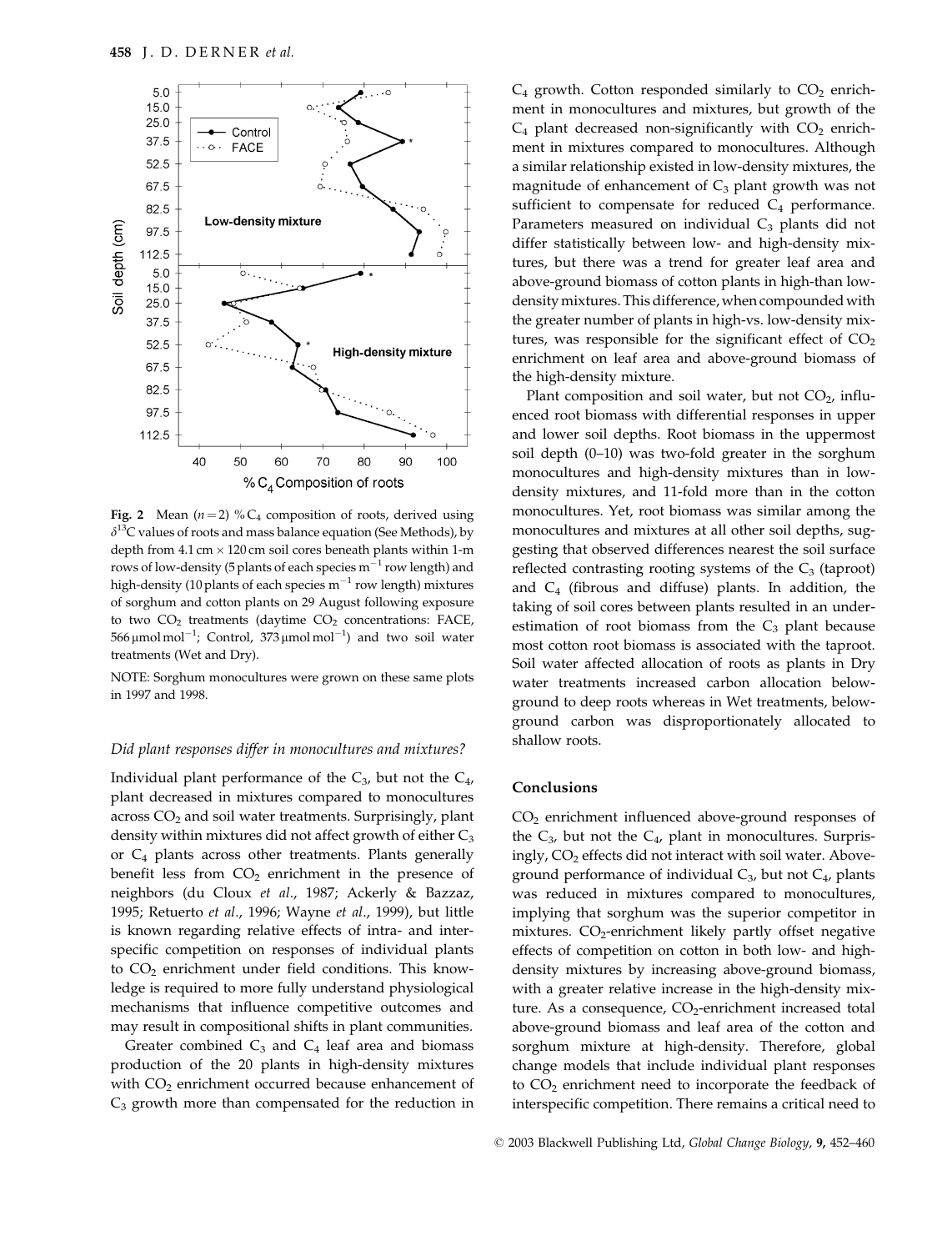Fig. 2 Mean ($n = 2$) % $C_4$ composition of roots, derived using $\delta^{13}C$ values of roots and mass balance equation (See Methods), by depth from 4.1 cm × 120 cm soil cores beneath plants within 1-m rows of low-density (5 plants of each species $m^{-1}$ row length) and high-density (10 plants of each species $m^{-1}$ row length) mixtures of sorghum and cotton plants on 29 August following exposure to two $CO_2$ treatments (daytime $CO_2$ concentrations: FACE, 566 μmol mol$^{-1}$; Control, 373 μmol mol$^{-1}$) and two soil water treatments (Wet and Dry).

NOTE: Sorghum monocultures were grown on these same plots in 1997 and 1998.

### *Did plant responses differ in monocultures and mixtures?*

Individual plant performance of the $C_3$, but not the $C_4$, plant decreased in mixtures compared to monocultures across $CO_2$ and soil water treatments. Surprisingly, plant density within mixtures did not affect growth of either $C_3$ or $C_4$ plants across other treatments. Plants generally benefit less from $CO_2$ enrichment in the presence of neighbors (du Cloux *et al*., 1987; Ackerly & Bazzaz, 1995; Retuerto *et al*., 1996; Wayne *et al*., 1999), but little is known regarding relative effects of intra- and interspecific competition on responses of individual plants to $CO_2$ enrichment under field conditions. This knowledge is required to more fully understand physiological mechanisms that influence competitive outcomes and may result in compositional shifts in plant communities.

Greater combined $C_3$ and $C_4$ leaf area and biomass production of the 20 plants in high-density mixtures with $CO_2$ enrichment occurred because enhancement of $C_3$ growth more than compensated for the reduction in $C_4$ growth. Cotton responded similarly to $CO_2$ enrichment in monocultures and mixtures, but growth of the $C_4$ plant decreased non-significantly with $CO_2$ enrichment in mixtures compared to monocultures. Although a similar relationship existed in low-density mixtures, the magnitude of enhancement of $C_3$ plant growth was not sufficient to compensate for reduced $C_4$ performance. Parameters measured on individual $C_3$ plants did not differ statistically between low- and high-density mixtures, but there was a trend for greater leaf area and above-ground biomass of cotton plants in high-than low-density mixtures. This difference, when compounded with the greater number of plants in high-vs. low-density mixtures, was responsible for the significant effect of $CO_2$ enrichment on leaf area and above-ground biomass of the high-density mixture.

Plant composition and soil water, but not $CO_2$, influenced root biomass with differential responses in upper and lower soil depths. Root biomass in the uppermost soil depth (0–10) was two-fold greater in the sorghum monocultures and high-density mixtures than in low-density mixtures, and 11-fold more than in the cotton monocultures. Yet, root biomass was similar among the monocultures and mixtures at all other soil depths, suggesting that observed differences nearest the soil surface reflected contrasting rooting systems of the $C_3$ (taproot) and $C_4$ (fibrous and diffuse) plants. In addition, the taking of soil cores between plants resulted in an underestimation of root biomass from the $C_3$ plant because most cotton root biomass is associated with the taproot. Soil water affected allocation of roots as plants in Dry water treatments increased carbon allocation belowground to deep roots whereas in Wet treatments, belowground carbon was disproportionately allocated to shallow roots.

## Conclusions

$CO_2$ enrichment influenced above-ground responses of the $C_3$, but not the $C_4$, plant in monocultures. Surprisingly, $CO_2$ effects did not interact with soil water. Above-ground performance of individual $C_3$, but not $C_4$, plants was reduced in mixtures compared to monocultures, implying that sorghum was the superior competitor in mixtures. $CO_2$-enrichment likely partly offset negative effects of competition on cotton in both low- and high-density mixtures by increasing above-ground biomass, with a greater relative increase in the high-density mixture. As a consequence, $CO_2$-enrichment increased total above-ground biomass and leaf area of the cotton and sorghum mixture at high-density. Therefore, global change models that include individual plant responses to $CO_2$ enrichment need to incorporate the feedback of interspecific competition. There remains a critical need to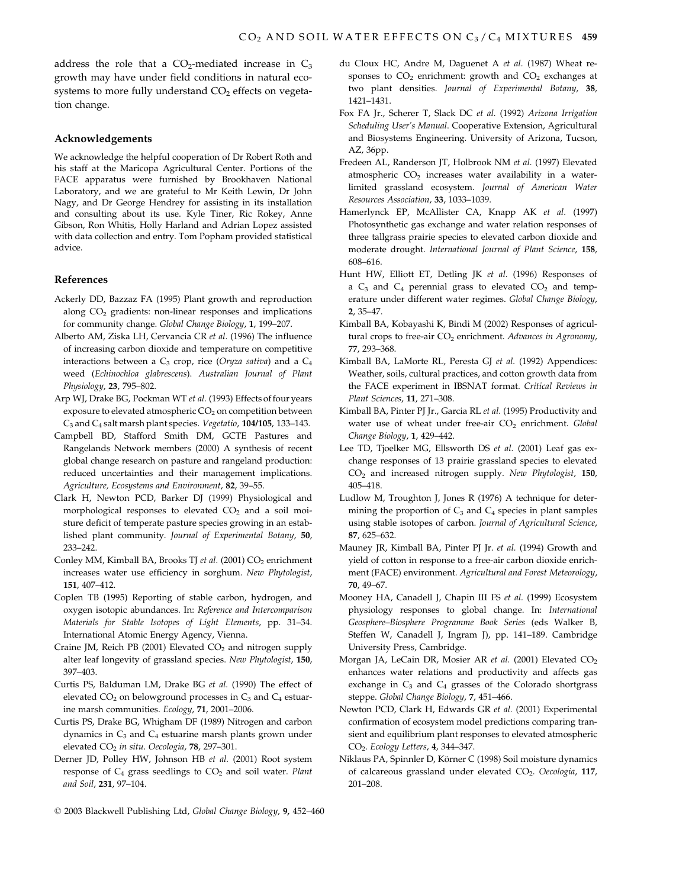address the role that a $CO_2$-mediated increase in $C_3$ growth may have under field conditions in natural ecosystems to more fully understand $CO_2$ effects on vegetation change.

## Acknowledgements

We acknowledge the helpful cooperation of Dr Robert Roth and his staff at the Maricopa Agricultural Center. Portions of the FACE apparatus were furnished by Brookhaven National Laboratory, and we are grateful to Mr Keith Lewin, Dr John Nagy, and Dr George Hendrey for assisting in its installation and consulting about its use. Kyle Tiner, Ric Rokey, Anne Gibson, Ron Whitis, Holly Harland and Adrian Lopez assisted with data collection and entry. Tom Popham provided statistical advice.

## References

Ackerly DD, Bazzaz FA (1995) Plant growth and reproduction along $CO_2$ gradients: non-linear responses and implications for community change. *Global Change Biology*, **1**, 199–207.

Alberto AM, Ziska LH, Cervancia CR *et al.* (1996) The influence of increasing carbon dioxide and temperature on competitive interactions between a $C_3$ crop, rice (*Oryza sativa*) and a $C_4$ weed (*Echinochloa glabrescens*). *Australian Journal of Plant Physiology*, **23**, 795–802.

Arp WJ, Drake BG, Pockman WT *et al.* (1993) Effects of four years exposure to elevated atmospheric $CO_2$ on competition between $C_3$ and $C_4$ salt marsh plant species. *Vegetatio*, **104/105**, 133–143.

Campbell BD, Stafford Smith DM, GCTE Pastures and Rangelands Network members (2000) A synthesis of recent global change research on pasture and rangeland production: reduced uncertainties and their management implications. *Agriculture, Ecosystems and Environment*, **82**, 39–55.

Clark H, Newton PCD, Barker DJ (1999) Physiological and morphological responses to elevated $CO_2$ and a soil moisture deficit of temperate pasture species growing in an established plant community. *Journal of Experimental Botany*, **50**, 233–242.

Conley MM, Kimball BA, Brooks TJ *et al.* (2001) $CO_2$ enrichment increases water use efficiency in sorghum. *New Phytologist*, **151**, 407–412.

Coplen TB (1995) Reporting of stable carbon, hydrogen, and oxygen isotopic abundances. In: *Reference and Intercomparison Materials for Stable Isotopes of Light Elements*, pp. 31–34. International Atomic Energy Agency, Vienna.

Craine JM, Reich PB (2001) Elevated $CO_2$ and nitrogen supply alter leaf longevity of grassland species. *New Phytologist*, **150**, 397–403.

Curtis PS, Balduman LM, Drake BG *et al.* (1990) The effect of elevated $CO_2$ on belowground processes in $C_3$ and $C_4$ estuarine marsh communities. *Ecology*, **71**, 2001–2006.

Curtis PS, Drake BG, Whigham DF (1989) Nitrogen and carbon dynamics in $C_3$ and $C_4$ estuarine marsh plants grown under elevated $CO_2$ *in situ*. *Oecologia*, **78**, 297–301.

Derner JD, Polley HW, Johnson HB *et al.* (2001) Root system response of $C_4$ grass seedlings to $CO_2$ and soil water. *Plant and Soil*, **231**, 97–104.

du Cloux HC, Andre M, Daguenet A *et al.* (1987) Wheat responses to $CO_2$ enrichment: growth and $CO_2$ exchanges at two plant densities. *Journal of Experimental Botany*, **38**, 1421–1431.

Fox FA Jr., Scherer T, Slack DC *et al.* (1992) *Arizona Irrigation Scheduling User's Manual*. Cooperative Extension, Agricultural and Biosystems Engineering. University of Arizona, Tucson, AZ, 36pp.

Fredeen AL, Randerson JT, Holbrook NM *et al.* (1997) Elevated atmospheric $CO_2$ increases water availability in a water-limited grassland ecosystem. *Journal of American Water Resources Association*, **33**, 1033–1039.

Hamerlynck EP, McAllister CA, Knapp AK *et al.* (1997) Photosynthetic gas exchange and water relation responses of three tallgrass prairie species to elevated carbon dioxide and moderate drought. *International Journal of Plant Science*, **158**, 608–616.

Hunt HW, Elliott ET, Detling JK *et al.* (1996) Responses of a $C_3$ and $C_4$ perennial grass to elevated $CO_2$ and temperature under different water regimes. *Global Change Biology*, **2**, 35–47.

Kimball BA, Kobayashi K, Bindi M (2002) Responses of agricultural crops to free-air $CO_2$ enrichment. *Advances in Agronomy*, **77**, 293–368.

Kimball BA, LaMorte RL, Peresta GJ *et al.* (1992) Appendices: Weather, soils, cultural practices, and cotton growth data from the FACE experiment in IBSNAT format. *Critical Reviews in Plant Sciences*, **11**, 271–308.

Kimball BA, Pinter PJ Jr., Garcia RL *et al.* (1995) Productivity and water use of wheat under free-air $CO_2$ enrichment. *Global Change Biology*, **1**, 429–442.

Lee TD, Tjoelker MG, Ellsworth DS *et al.* (2001) Leaf gas exchange responses of 13 prairie grassland species to elevated $CO_2$ and increased nitrogen supply. *New Phytologist*, **150**, 405–418.

Ludlow M, Troughton J, Jones R (1976) A technique for determining the proportion of $C_3$ and $C_4$ species in plant samples using stable isotopes of carbon. *Journal of Agricultural Science*, **87**, 625–632.

Mauney JR, Kimball BA, Pinter PJ Jr. *et al.* (1994) Growth and yield of cotton in response to a free-air carbon dioxide enrichment (FACE) environment. *Agricultural and Forest Meteorology*, **70**, 49–67.

Mooney HA, Canadell J, Chapin III FS *et al.* (1999) Ecosystem physiology responses to global change. In: *International Geosphere–Biosphere Programme Book Series* (eds Walker B, Steffen W, Canadell J, Ingram J), pp. 141–189. Cambridge University Press, Cambridge.

Morgan JA, LeCain DR, Mosier AR *et al.* (2001) Elevated $CO_2$ enhances water relations and productivity and affects gas exchange in $C_3$ and $C_4$ grasses of the Colorado shortgrass steppe. *Global Change Biology*, **7**, 451–466.

Newton PCD, Clark H, Edwards GR *et al.* (2001) Experimental confirmation of ecosystem model predictions comparing transient and equilibrium plant responses to elevated atmospheric $CO_2$. *Ecology Letters*, **4**, 344–347.

Niklaus PA, Spinnler D, Körner C (1998) Soil moisture dynamics of calcareous grassland under elevated $CO_2$. *Oecologia*, **117**, 201–208.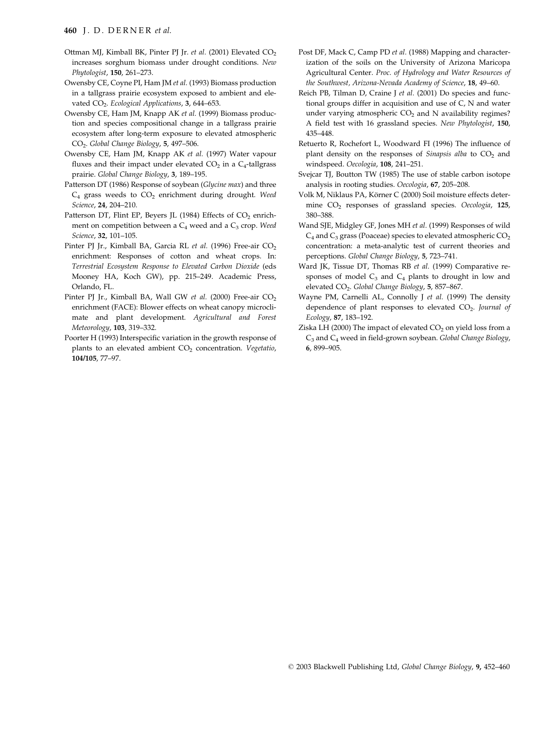Ottman MJ, Kimball BK, Pinter PJ Jr. *et al.* (2001) Elevated $CO_2$ increases sorghum biomass under drought conditions. *New Phytologist*, **150**, 261–273.

Owensby CE, Coyne PI, Ham JM *et al.* (1993) Biomass production in a tallgrass prairie ecosystem exposed to ambient and elevated $CO_2$. *Ecological Applications*, **3**, 644–653.

Owensby CE, Ham JM, Knapp AK *et al.* (1999) Biomass production and species compositional change in a tallgrass prairie ecosystem after long-term exposure to elevated atmospheric $CO_2$. *Global Change Biology*, **5**, 497–506.

Owensby CE, Ham JM, Knapp AK *et al.* (1997) Water vapour fluxes and their impact under elevated $CO_2$ in a $C_4$-tallgrass prairie. *Global Change Biology*, **3**, 189–195.

Patterson DT (1986) Response of soybean (*Glycine max*) and three $C_4$ grass weeds to $CO_2$ enrichment during drought. *Weed Science*, **24**, 204–210.

Patterson DT, Flint EP, Beyers JL (1984) Effects of $CO_2$ enrichment on competition between a $C_4$ weed and a $C_3$ crop. *Weed Science*, **32**, 101–105.

Pinter PJ Jr., Kimball BA, Garcia RL *et al.* (1996) Free-air $CO_2$ enrichment: Responses of cotton and wheat crops. In: *Terrestrial Ecosystem Response to Elevated Carbon Dioxide* (eds Mooney HA, Koch GW), pp. 215–249. Academic Press, Orlando, FL.

Pinter PJ Jr., Kimball BA, Wall GW *et al.* (2000) Free-air $CO_2$ enrichment (FACE): Blower effects on wheat canopy microclimate and plant development. *Agricultural and Forest Meteorology*, **103**, 319–332.

Poorter H (1993) Interspecific variation in the growth response of plants to an elevated ambient $CO_2$ concentration. *Vegetatio*, **104/105**, 77–97.

Post DF, Mack C, Camp PD *et al.* (1988) Mapping and characterization of the soils on the University of Arizona Maricopa Agricultural Center. *Proc. of Hydrology and Water Resources of the Southwest, Arizona-Nevada Academy of Science*, **18**, 49–60.

Reich PB, Tilman D, Craine J *et al.* (2001) Do species and functional groups differ in acquisition and use of C, N and water under varying atmospheric $CO_2$ and N availability regimes? A field test with 16 grassland species. *New Phytologist*, **150**, 435–448.

Retuerto R, Rochefort L, Woodward FI (1996) The influence of plant density on the responses of *Sinapsis alba* to $CO_2$ and windspeed. *Oecologia*, **108**, 241–251.

Svejcar TJ, Boutton TW (1985) The use of stable carbon isotope analysis in rooting studies. *Oecologia*, **67**, 205–208.

Volk M, Niklaus PA, Körner C (2000) Soil moisture effects determine $CO_2$ responses of grassland species. *Oecologia*, **125**, 380–388.

Wand SJE, Midgley GF, Jones MH *et al.* (1999) Responses of wild $C_4$ and $C_3$ grass (Poaceae) species to elevated atmospheric $CO_2$ concentration: a meta-analytic test of current theories and perceptions. *Global Change Biology*, **5**, 723–741.

Ward JK, Tissue DT, Thomas RB *et al.* (1999) Comparative responses of model $C_3$ and $C_4$ plants to drought in low and elevated $CO_2$. *Global Change Biology*, **5**, 857–867.

Wayne PM, Carnelli AL, Connolly J *et al.* (1999) The density dependence of plant responses to elevated $CO_2$. *Journal of Ecology*, **87**, 183–192.

Ziska LH (2000) The impact of elevated $CO_2$ on yield loss from a $C_3$ and $C_4$ weed in field-grown soybean. *Global Change Biology*, **6**, 899–905.